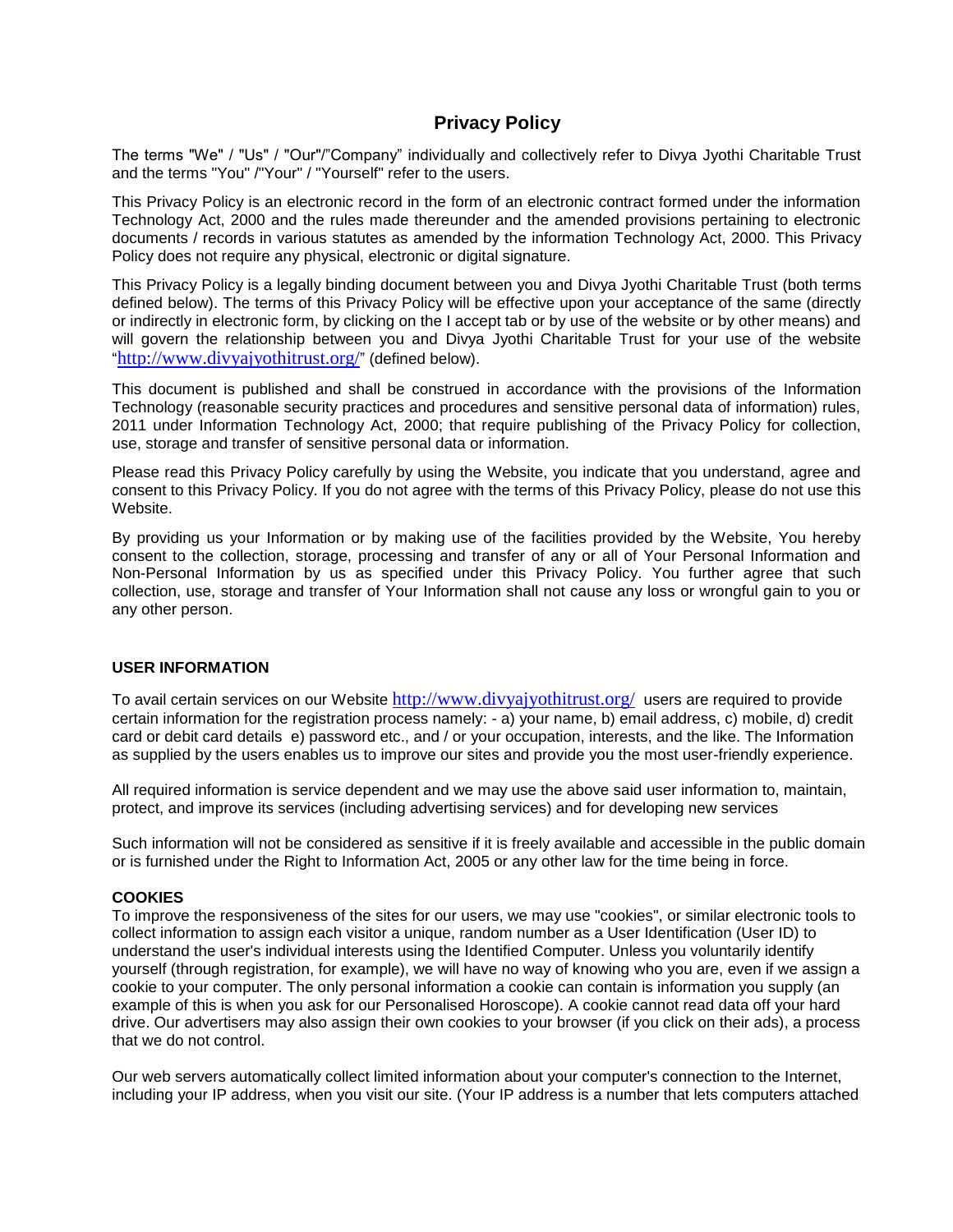# Privacy Policy

The terms "We" / "Us" / "Our"/"Company" individually and collectively refer to Divya Jyothi Charitable Trust and the terms "You" /"Your" / "Yourself" refer to the users.

This Privacy Policy is an electronic record in the form of an electronic contract formed under the information Technology Act, 2000 and the rules made thereunder and the amended provisions pertaining to electronic documents / records in various statutes as amended by the information Technology Act, 2000. This Privacy Policy does not require any physical, electronic or digital signature.

This Privacy Policy is a legally binding document between you and Divya Jyothi Charitable Trust (both terms defined below). The terms of this Privacy Policy will be effective upon your acceptance of the same (directly or indirectly in electronic form, by clicking on the I accept tab or by use of the website or by other means) and will govern the relationship between you and Divya Jyothi Charitable Trust for your use of the website "http://www.divyajyothitrust.org/" (defined below).

This document is published and shall be construed in accordance with the provisions of the Information Technology (reasonable security practices and procedures and sensitive personal data of information) rules, 2011 under Information Technology Act, 2000; that require publishing of the Privacy Policy for collection, use, storage and transfer of sensitive personal data or information.

Please read this Privacy Policy carefully by using the Website, you indicate that you understand, agree and consent to this Privacy Policy. If you do not agree with the terms of this Privacy Policy, please do not use this Website.

By providing us your Information or by making use of the facilities provided by the Website, You hereby consent to the collection, storage, processing and transfer of any or all of Your Personal Information and Non-Personal Information by us as specified under this Privacy Policy. You further agree that such collection, use, storage and transfer of Your Information shall not cause any loss or wrongful gain to you or any other person.

**USER INFORMATION**

To avail certain services on our Website http://www.divyajyothitrust.org/ users are required to provide certain information for the registration process namely: - a) your name, b) email address, c) mobile, d) credit card or debit card details e) password etc., and / or your occupation, interests, and the like. The Information as supplied by the users enables us to improve our sites and provide you the most user-friendly experience.

All required information is service dependent and we may use the above said user information to, maintain, protect, and improve its services (including advertising services) and for developing new services

Such information will not be considered as sensitive if it is freely available and accessible in the public domain or is furnished under the Right to Information Act, 2005 or any other law for the time being in force.

**COOKIES**

To improve the responsiveness of the sites for our users, we may use "cookies", or similar electronic tools to collect information to assign each visitor a unique, random number as a User Identification (User ID) to understand the user's individual interests using the Identified Computer. Unless you voluntarily identify yourself (through registration, for example), we will have no way of knowing who you are, even if we assign a cookie to your computer. The only personal information a cookie can contain is information you supply (an example of this is when you ask for our Personalised Horoscope). A cookie cannot read data off your hard drive. Our advertisers may also assign their own cookies to your browser (if you click on their ads), a process that we do not control.

Our web servers automatically collect limited information about your computer's connection to the Internet, including your IP address, when you visit our site. (Your IP address is a number that lets computers attached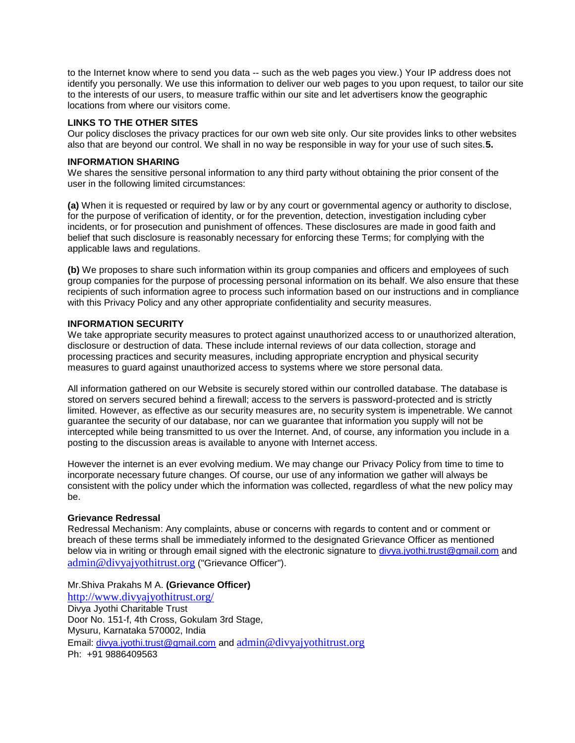to the Internet know where to send you data -- such as the web pages you view.) Your IP address does not identify you personally. We use this information to deliver our web pages to you upon request, to tailor our site to the interests of our users, to measure traffic within our site and let advertisers know the geographic locations from where our visitors come.

**LINKS TO THE OTHER SITES**

Our policy discloses the privacy practices for our own web site only. Our site provides links to other websites also that are beyond our control. We shall in no way be responsible in way for your use of such sites.**5.**

**INFORMATION SHARING**

We shares the sensitive personal information to any third party without obtaining the prior consent of the user in the following limited circumstances:

**(a)** When it is requested or required by law or by any court or governmental agency or authority to disclose, for the purpose of verification of identity, or for the prevention, detection, investigation including cyber incidents, or for prosecution and punishment of offences. These disclosures are made in good faith and belief that such disclosure is reasonably necessary for enforcing these Terms; for complying with the applicable laws and regulations.

**(b)** We proposes to share such information within its group companies and officers and employees of such group companies for the purpose of processing personal information on its behalf. We also ensure that these recipients of such information agree to process such information based on our instructions and in compliance with this Privacy Policy and any other appropriate confidentiality and security measures.

**INFORMATION SECURITY**

We take appropriate security measures to protect against unauthorized access to or unauthorized alteration, disclosure or destruction of data. These include internal reviews of our data collection, storage and processing practices and security measures, including appropriate encryption and physical security measures to guard against unauthorized access to systems where we store personal data.

All information gathered on our Website is securely stored within our controlled database. The database is stored on servers secured behind a firewall; access to the servers is password-protected and is strictly limited. However, as effective as our security measures are, no security system is impenetrable. We cannot guarantee the security of our database, nor can we guarantee that information you supply will not be intercepted while being transmitted to us over the Internet. And, of course, any information you include in a posting to the discussion areas is available to anyone with Internet access.

However the internet is an ever evolving medium. We may change our Privacy Policy from time to time to incorporate necessary future changes. Of course, our use of any information we gather will always be consistent with the policy under which the information was collected, regardless of what the new policy may be.

**Grievance Redressal**

Redressal Mechanism: Any complaints, abuse or concerns with regards to content and or comment or breach of these terms shall be immediately informed to the designated Grievance Officer as mentioned below via in writing or through email signed with the electronic signature to divya.jyothi.trust@gmail.com and admin@divyajyothitrust.org ("Grievance Officer").

Mr.Shiva Prakahs M A. **(Grievance Officer)**
http://www.divyajyothitrust.org/
Divya Jyothi Charitable Trust
Door No. 151-f, 4th Cross, Gokulam 3rd Stage,
Mysuru, Karnataka 570002, India
Email: divya.jyothi.trust@gmail.com and admin@divyajyothitrust.org
Ph: +91 9886409563